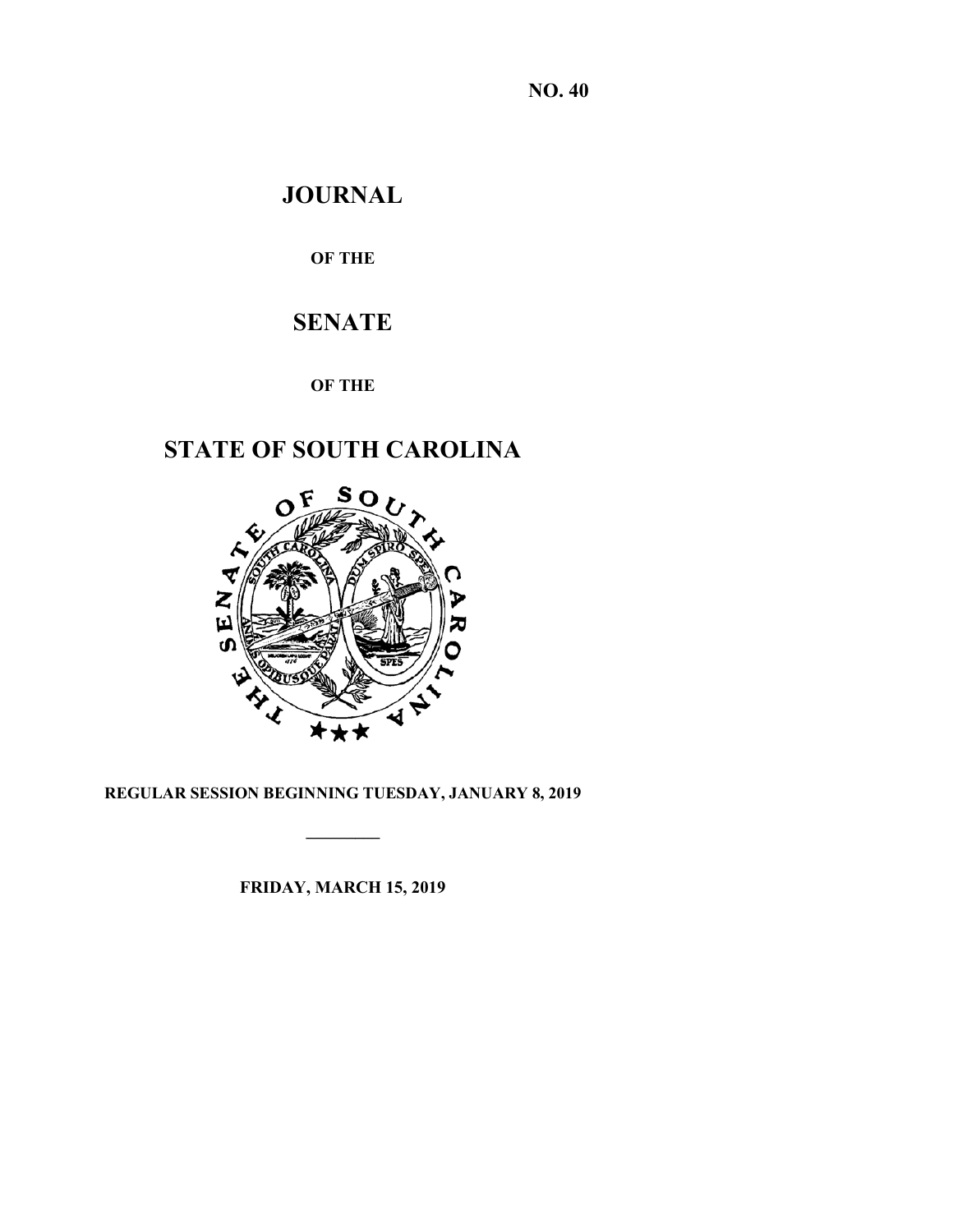**NO. 40**

# JOURNAL

**OF THE**

# SENATE

**OF THE**

# STATE OF SOUTH CAROLINA

**REGULAR SESSION BEGINNING TUESDAY, JANUARY 8, 2019**

---

**FRIDAY, MARCH 15, 2019**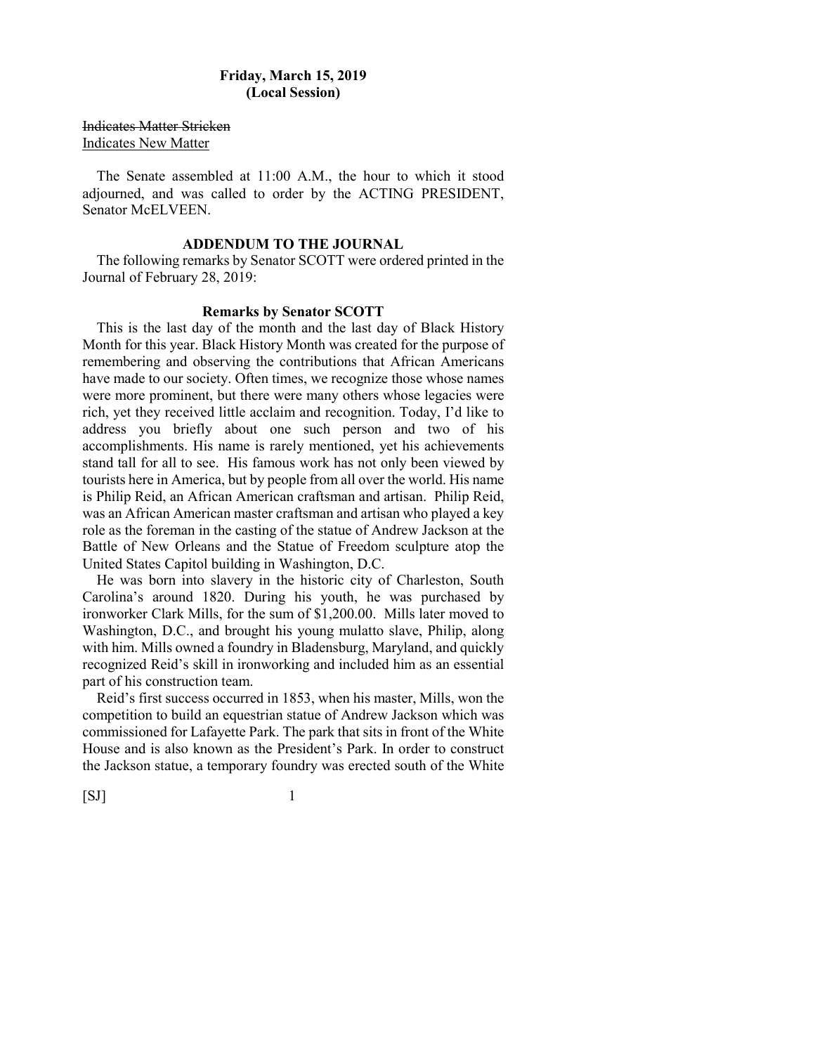**Friday, March 15, 2019**
**(Local Session)**

~~Indicates Matter Stricken~~
<u>Indicates New Matter</u>

The Senate assembled at 11:00 A.M., the hour to which it stood adjourned, and was called to order by the ACTING PRESIDENT, Senator McELVEEN.

## ADDENDUM TO THE JOURNAL

The following remarks by Senator SCOTT were ordered printed in the Journal of February 28, 2019:

### Remarks by Senator SCOTT

This is the last day of the month and the last day of Black History Month for this year. Black History Month was created for the purpose of remembering and observing the contributions that African Americans have made to our society. Often times, we recognize those whose names were more prominent, but there were many others whose legacies were rich, yet they received little acclaim and recognition. Today, I'd like to address you briefly about one such person and two of his accomplishments. His name is rarely mentioned, yet his achievements stand tall for all to see. His famous work has not only been viewed by tourists here in America, but by people from all over the world. His name is Philip Reid, an African American craftsman and artisan. Philip Reid, was an African American master craftsman and artisan who played a key role as the foreman in the casting of the statue of Andrew Jackson at the Battle of New Orleans and the Statue of Freedom sculpture atop the United States Capitol building in Washington, D.C.

He was born into slavery in the historic city of Charleston, South Carolina's around 1820. During his youth, he was purchased by ironworker Clark Mills, for the sum of $1,200.00. Mills later moved to Washington, D.C., and brought his young mulatto slave, Philip, along with him. Mills owned a foundry in Bladensburg, Maryland, and quickly recognized Reid's skill in ironworking and included him as an essential part of his construction team.

Reid's first success occurred in 1853, when his master, Mills, won the competition to build an equestrian statue of Andrew Jackson which was commissioned for Lafayette Park. The park that sits in front of the White House and is also known as the President's Park. In order to construct the Jackson statue, a temporary foundry was erected south of the White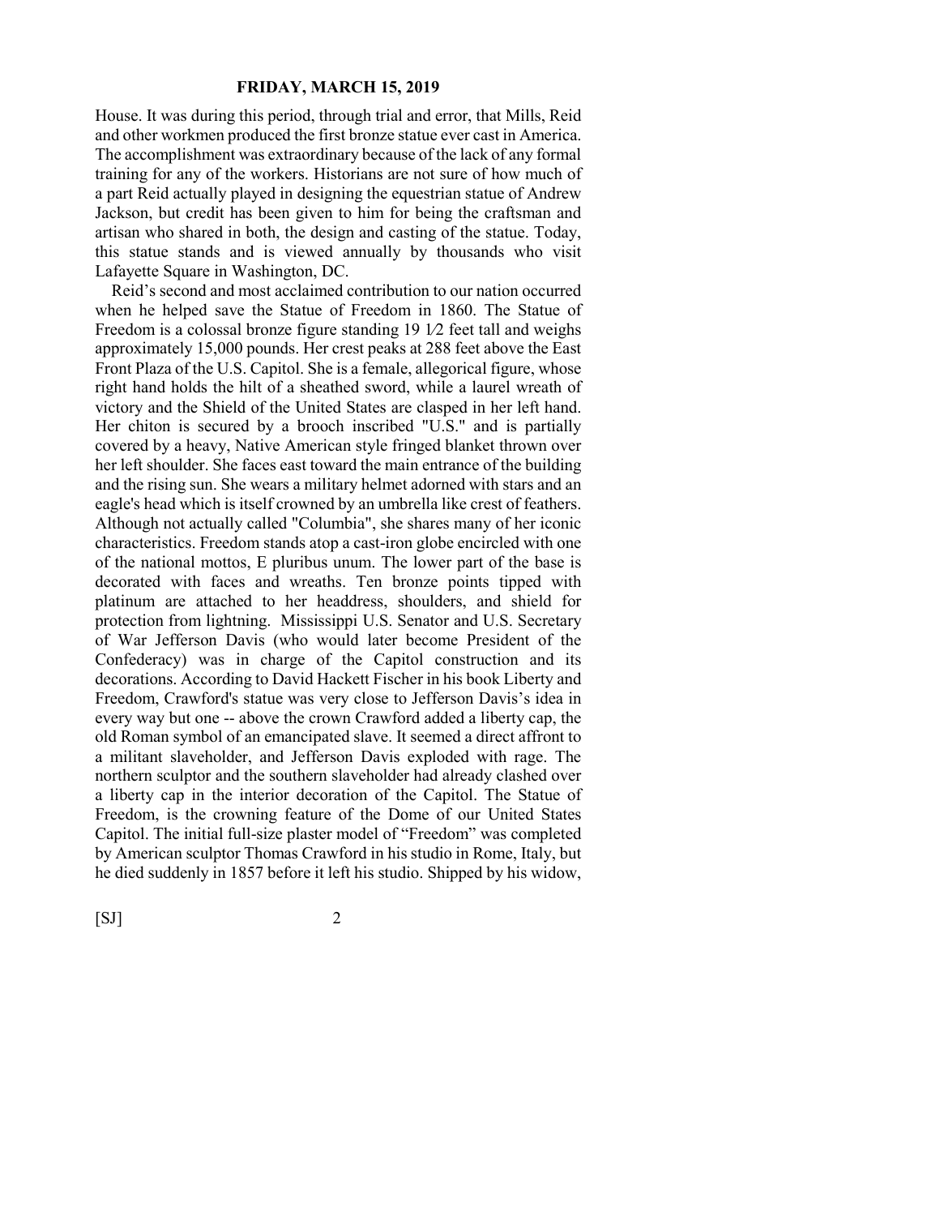House. It was during this period, through trial and error, that Mills, Reid and other workmen produced the first bronze statue ever cast in America. The accomplishment was extraordinary because of the lack of any formal training for any of the workers. Historians are not sure of how much of a part Reid actually played in designing the equestrian statue of Andrew Jackson, but credit has been given to him for being the craftsman and artisan who shared in both, the design and casting of the statue. Today, this statue stands and is viewed annually by thousands who visit Lafayette Square in Washington, DC.

Reid's second and most acclaimed contribution to our nation occurred when he helped save the Statue of Freedom in 1860. The Statue of Freedom is a colossal bronze figure standing 19 1⁄2 feet tall and weighs approximately 15,000 pounds. Her crest peaks at 288 feet above the East Front Plaza of the U.S. Capitol. She is a female, allegorical figure, whose right hand holds the hilt of a sheathed sword, while a laurel wreath of victory and the Shield of the United States are clasped in her left hand. Her chiton is secured by a brooch inscribed "U.S." and is partially covered by a heavy, Native American style fringed blanket thrown over her left shoulder. She faces east toward the main entrance of the building and the rising sun. She wears a military helmet adorned with stars and an eagle's head which is itself crowned by an umbrella like crest of feathers. Although not actually called "Columbia", she shares many of her iconic characteristics. Freedom stands atop a cast-iron globe encircled with one of the national mottos, E pluribus unum. The lower part of the base is decorated with faces and wreaths. Ten bronze points tipped with platinum are attached to her headdress, shoulders, and shield for protection from lightning. Mississippi U.S. Senator and U.S. Secretary of War Jefferson Davis (who would later become President of the Confederacy) was in charge of the Capitol construction and its decorations. According to David Hackett Fischer in his book Liberty and Freedom, Crawford's statue was very close to Jefferson Davis's idea in every way but one -- above the crown Crawford added a liberty cap, the old Roman symbol of an emancipated slave. It seemed a direct affront to a militant slaveholder, and Jefferson Davis exploded with rage. The northern sculptor and the southern slaveholder had already clashed over a liberty cap in the interior decoration of the Capitol. The Statue of Freedom, is the crowning feature of the Dome of our United States Capitol. The initial full-size plaster model of "Freedom" was completed by American sculptor Thomas Crawford in his studio in Rome, Italy, but he died suddenly in 1857 before it left his studio. Shipped by his widow,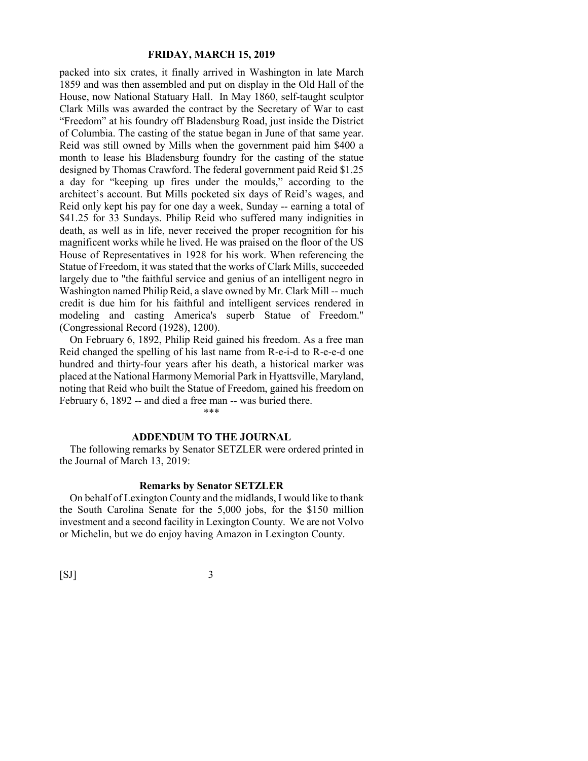packed into six crates, it finally arrived in Washington in late March 1859 and was then assembled and put on display in the Old Hall of the House, now National Statuary Hall. In May 1860, self-taught sculptor Clark Mills was awarded the contract by the Secretary of War to cast "Freedom" at his foundry off Bladensburg Road, just inside the District of Columbia. The casting of the statue began in June of that same year. Reid was still owned by Mills when the government paid him $400 a month to lease his Bladensburg foundry for the casting of the statue designed by Thomas Crawford. The federal government paid Reid $1.25 a day for "keeping up fires under the moulds," according to the architect's account. But Mills pocketed six days of Reid's wages, and Reid only kept his pay for one day a week, Sunday -- earning a total of $41.25 for 33 Sundays. Philip Reid who suffered many indignities in death, as well as in life, never received the proper recognition for his magnificent works while he lived. He was praised on the floor of the US House of Representatives in 1928 for his work. When referencing the Statue of Freedom, it was stated that the works of Clark Mills, succeeded largely due to "the faithful service and genius of an intelligent negro in Washington named Philip Reid, a slave owned by Mr. Clark Mill -- much credit is due him for his faithful and intelligent services rendered in modeling and casting America's superb Statue of Freedom." (Congressional Record (1928), 1200).

On February 6, 1892, Philip Reid gained his freedom. As a free man Reid changed the spelling of his last name from R-e-i-d to R-e-e-d one hundred and thirty-four years after his death, a historical marker was placed at the National Harmony Memorial Park in Hyattsville, Maryland, noting that Reid who built the Statue of Freedom, gained his freedom on February 6, 1892 -- and died a free man -- was buried there.

***

## ADDENDUM TO THE JOURNAL

The following remarks by Senator SETZLER were ordered printed in the Journal of March 13, 2019:

### Remarks by Senator SETZLER

On behalf of Lexington County and the midlands, I would like to thank the South Carolina Senate for the 5,000 jobs, for the $150 million investment and a second facility in Lexington County. We are not Volvo or Michelin, but we do enjoy having Amazon in Lexington County.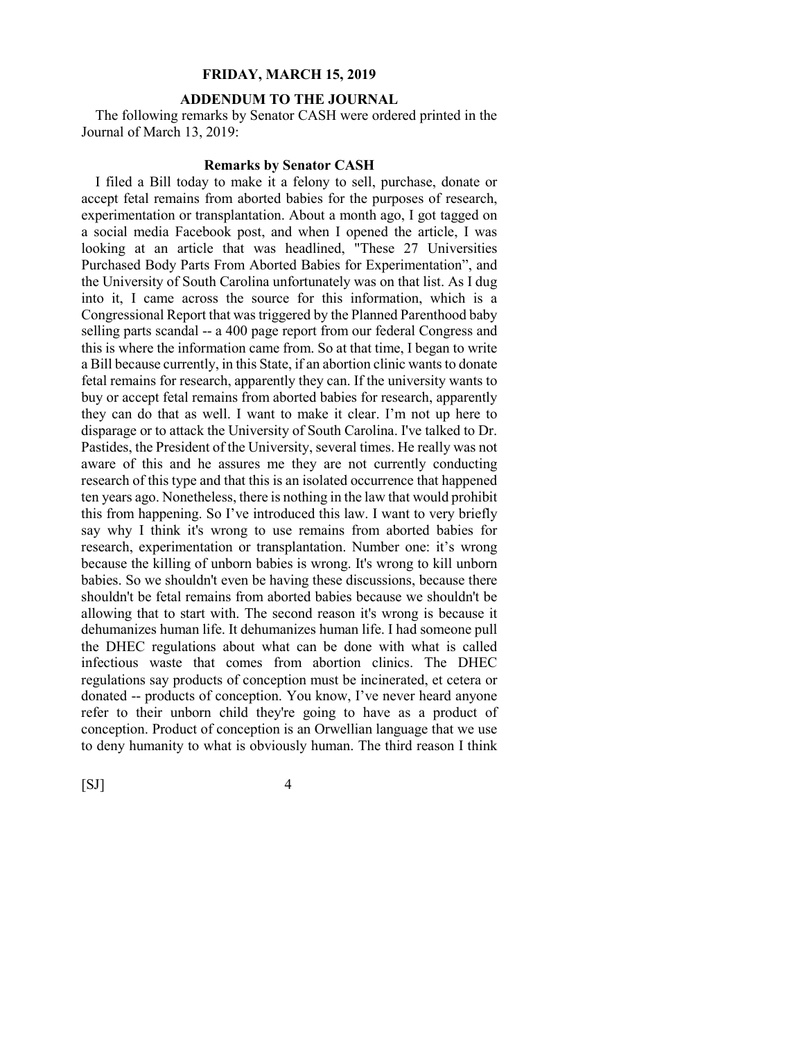**FRIDAY, MARCH 15, 2019**

**ADDENDUM TO THE JOURNAL**

The following remarks by Senator CASH were ordered printed in the Journal of March 13, 2019:

**Remarks by Senator CASH**

I filed a Bill today to make it a felony to sell, purchase, donate or accept fetal remains from aborted babies for the purposes of research, experimentation or transplantation. About a month ago, I got tagged on a social media Facebook post, and when I opened the article, I was looking at an article that was headlined, "These 27 Universities Purchased Body Parts From Aborted Babies for Experimentation", and the University of South Carolina unfortunately was on that list. As I dug into it, I came across the source for this information, which is a Congressional Report that was triggered by the Planned Parenthood baby selling parts scandal -- a 400 page report from our federal Congress and this is where the information came from. So at that time, I began to write a Bill because currently, in this State, if an abortion clinic wants to donate fetal remains for research, apparently they can. If the university wants to buy or accept fetal remains from aborted babies for research, apparently they can do that as well. I want to make it clear. I'm not up here to disparage or to attack the University of South Carolina. I've talked to Dr. Pastides, the President of the University, several times. He really was not aware of this and he assures me they are not currently conducting research of this type and that this is an isolated occurrence that happened ten years ago. Nonetheless, there is nothing in the law that would prohibit this from happening. So I've introduced this law. I want to very briefly say why I think it's wrong to use remains from aborted babies for research, experimentation or transplantation. Number one: it's wrong because the killing of unborn babies is wrong. It's wrong to kill unborn babies. So we shouldn't even be having these discussions, because there shouldn't be fetal remains from aborted babies because we shouldn't be allowing that to start with. The second reason it's wrong is because it dehumanizes human life. It dehumanizes human life. I had someone pull the DHEC regulations about what can be done with what is called infectious waste that comes from abortion clinics. The DHEC regulations say products of conception must be incinerated, et cetera or donated -- products of conception. You know, I've never heard anyone refer to their unborn child they're going to have as a product of conception. Product of conception is an Orwellian language that we use to deny humanity to what is obviously human. The third reason I think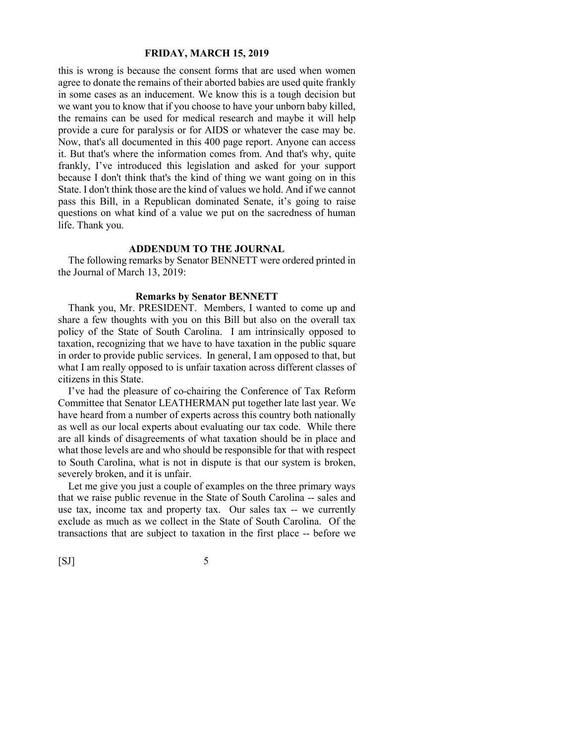this is wrong is because the consent forms that are used when women agree to donate the remains of their aborted babies are used quite frankly in some cases as an inducement. We know this is a tough decision but we want you to know that if you choose to have your unborn baby killed, the remains can be used for medical research and maybe it will help provide a cure for paralysis or for AIDS or whatever the case may be. Now, that's all documented in this 400 page report. Anyone can access it. But that's where the information comes from. And that's why, quite frankly, I've introduced this legislation and asked for your support because I don't think that's the kind of thing we want going on in this State. I don't think those are the kind of values we hold. And if we cannot pass this Bill, in a Republican dominated Senate, it's going to raise questions on what kind of a value we put on the sacredness of human life. Thank you.

## ADDENDUM TO THE JOURNAL

The following remarks by Senator BENNETT were ordered printed in the Journal of March 13, 2019:

### Remarks by Senator BENNETT

Thank you, Mr. PRESIDENT. Members, I wanted to come up and share a few thoughts with you on this Bill but also on the overall tax policy of the State of South Carolina. I am intrinsically opposed to taxation, recognizing that we have to have taxation in the public square in order to provide public services. In general, I am opposed to that, but what I am really opposed to is unfair taxation across different classes of citizens in this State.

I've had the pleasure of co-chairing the Conference of Tax Reform Committee that Senator LEATHERMAN put together late last year. We have heard from a number of experts across this country both nationally as well as our local experts about evaluating our tax code. While there are all kinds of disagreements of what taxation should be in place and what those levels are and who should be responsible for that with respect to South Carolina, what is not in dispute is that our system is broken, severely broken, and it is unfair.

Let me give you just a couple of examples on the three primary ways that we raise public revenue in the State of South Carolina -- sales and use tax, income tax and property tax. Our sales tax -- we currently exclude as much as we collect in the State of South Carolina. Of the transactions that are subject to taxation in the first place -- before we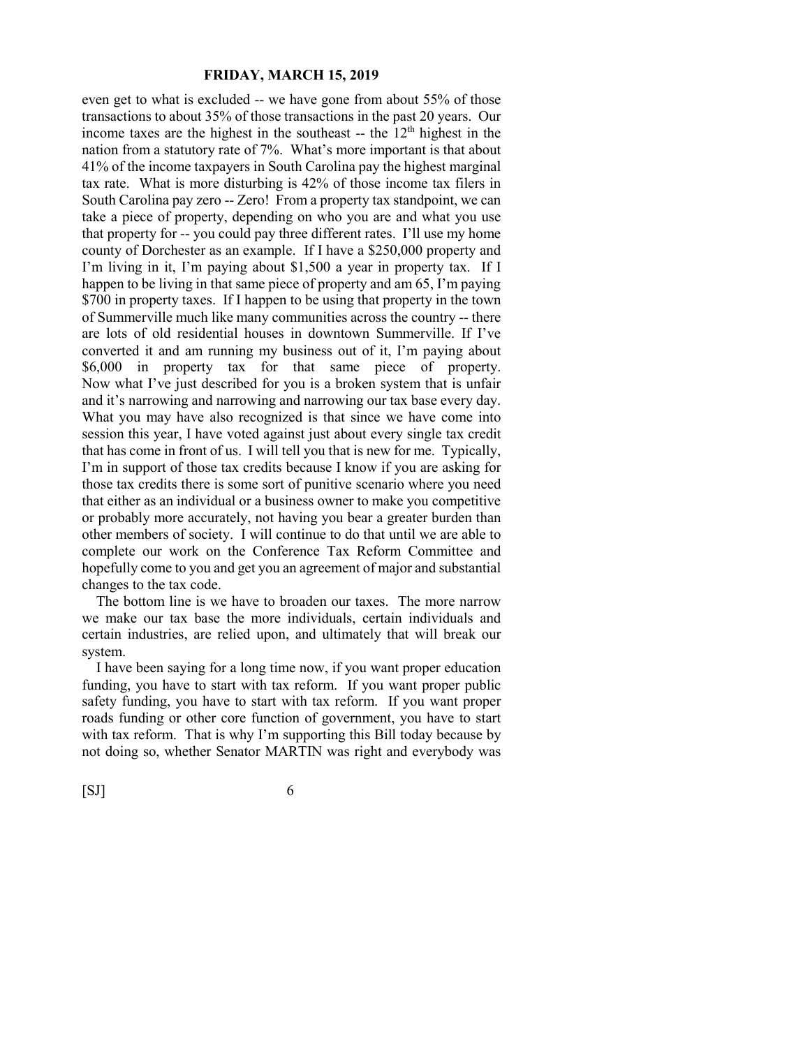even get to what is excluded -- we have gone from about 55% of those transactions to about 35% of those transactions in the past 20 years. Our income taxes are the highest in the southeast -- the 12th highest in the nation from a statutory rate of 7%. What's more important is that about 41% of the income taxpayers in South Carolina pay the highest marginal tax rate. What is more disturbing is 42% of those income tax filers in South Carolina pay zero -- Zero! From a property tax standpoint, we can take a piece of property, depending on who you are and what you use that property for -- you could pay three different rates. I'll use my home county of Dorchester as an example. If I have a $250,000 property and I'm living in it, I'm paying about $1,500 a year in property tax. If I happen to be living in that same piece of property and am 65, I'm paying $700 in property taxes. If I happen to be using that property in the town of Summerville much like many communities across the country -- there are lots of old residential houses in downtown Summerville. If I've converted it and am running my business out of it, I'm paying about $6,000 in property tax for that same piece of property. Now what I've just described for you is a broken system that is unfair and it's narrowing and narrowing and narrowing our tax base every day. What you may have also recognized is that since we have come into session this year, I have voted against just about every single tax credit that has come in front of us. I will tell you that is new for me. Typically, I'm in support of those tax credits because I know if you are asking for those tax credits there is some sort of punitive scenario where you need that either as an individual or a business owner to make you competitive or probably more accurately, not having you bear a greater burden than other members of society. I will continue to do that until we are able to complete our work on the Conference Tax Reform Committee and hopefully come to you and get you an agreement of major and substantial changes to the tax code.

The bottom line is we have to broaden our taxes. The more narrow we make our tax base the more individuals, certain individuals and certain industries, are relied upon, and ultimately that will break our system.

I have been saying for a long time now, if you want proper education funding, you have to start with tax reform. If you want proper public safety funding, you have to start with tax reform. If you want proper roads funding or other core function of government, you have to start with tax reform. That is why I'm supporting this Bill today because by not doing so, whether Senator MARTIN was right and everybody was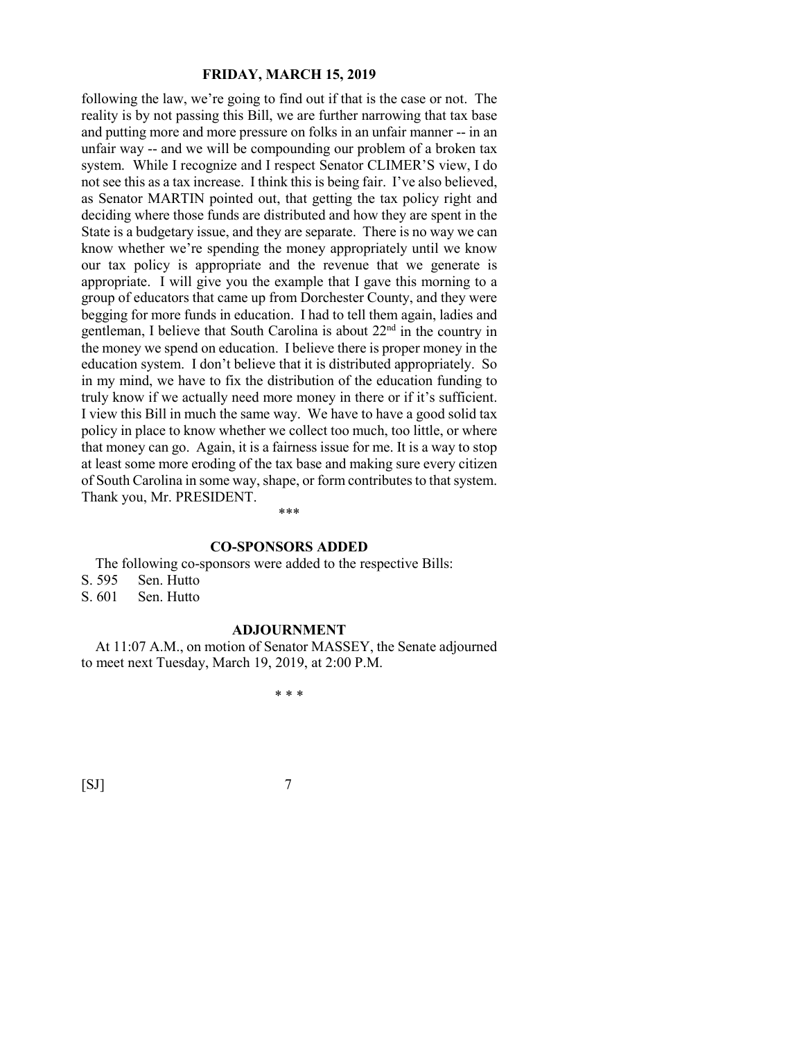following the law, we're going to find out if that is the case or not. The reality is by not passing this Bill, we are further narrowing that tax base and putting more and more pressure on folks in an unfair manner -- in an unfair way -- and we will be compounding our problem of a broken tax system. While I recognize and I respect Senator CLIMER'S view, I do not see this as a tax increase. I think this is being fair. I've also believed, as Senator MARTIN pointed out, that getting the tax policy right and deciding where those funds are distributed and how they are spent in the State is a budgetary issue, and they are separate. There is no way we can know whether we're spending the money appropriately until we know our tax policy is appropriate and the revenue that we generate is appropriate. I will give you the example that I gave this morning to a group of educators that came up from Dorchester County, and they were begging for more funds in education. I had to tell them again, ladies and gentleman, I believe that South Carolina is about 22nd in the country in the money we spend on education. I believe there is proper money in the education system. I don't believe that it is distributed appropriately. So in my mind, we have to fix the distribution of the education funding to truly know if we actually need more money in there or if it's sufficient. I view this Bill in much the same way. We have to have a good solid tax policy in place to know whether we collect too much, too little, or where that money can go. Again, it is a fairness issue for me. It is a way to stop at least some more eroding of the tax base and making sure every citizen of South Carolina in some way, shape, or form contributes to that system. Thank you, Mr. PRESIDENT.

***

## CO-SPONSORS ADDED

The following co-sponsors were added to the respective Bills:

S. 595 Sen. Hutto
S. 601 Sen. Hutto

## ADJOURNMENT

At 11:07 A.M., on motion of Senator MASSEY, the Senate adjourned to meet next Tuesday, March 19, 2019, at 2:00 P.M.

* * *